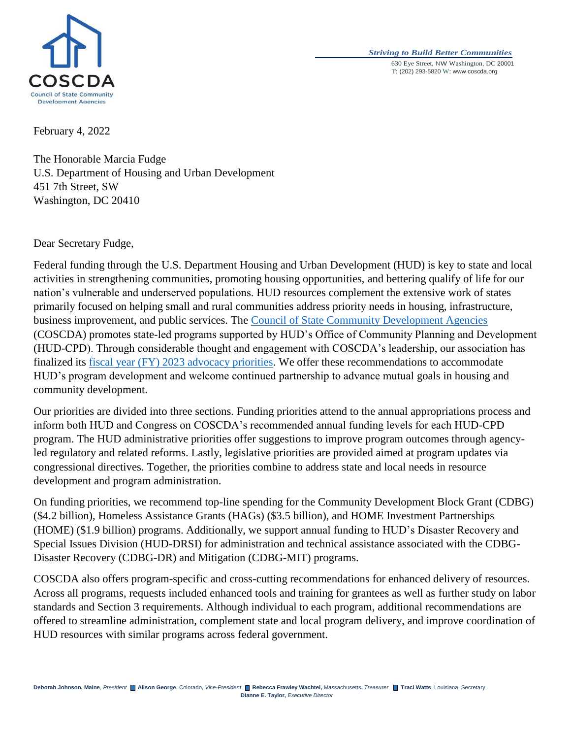COSCDA
Council of State Community Development Agencies

*Striving to Build Better Communities*

630 Eye Street, NW Washington, DC 20001
T: (202) 293-5820 W: www.coscda.org

February 4, 2022

The Honorable Marcia Fudge
U.S. Department of Housing and Urban Development
451 7th Street, SW
Washington, DC 20410

Dear Secretary Fudge,

Federal funding through the U.S. Department Housing and Urban Development (HUD) is key to state and local activities in strengthening communities, promoting housing opportunities, and bettering qualify of life for our nation's vulnerable and underserved populations. HUD resources complement the extensive work of states primarily focused on helping small and rural communities address priority needs in housing, infrastructure, business improvement, and public services. The Council of State Community Development Agencies (COSCDA) promotes state-led programs supported by HUD's Office of Community Planning and Development (HUD-CPD). Through considerable thought and engagement with COSCDA's leadership, our association has finalized its fiscal year (FY) 2023 advocacy priorities. We offer these recommendations to accommodate HUD's program development and welcome continued partnership to advance mutual goals in housing and community development.

Our priorities are divided into three sections. Funding priorities attend to the annual appropriations process and inform both HUD and Congress on COSCDA's recommended annual funding levels for each HUD-CPD program. The HUD administrative priorities offer suggestions to improve program outcomes through agency-led regulatory and related reforms. Lastly, legislative priorities are provided aimed at program updates via congressional directives. Together, the priorities combine to address state and local needs in resource development and program administration.

On funding priorities, we recommend top-line spending for the Community Development Block Grant (CDBG) ($4.2 billion), Homeless Assistance Grants (HAGs) ($3.5 billion), and HOME Investment Partnerships (HOME) ($1.9 billion) programs. Additionally, we support annual funding to HUD's Disaster Recovery and Special Issues Division (HUD-DRSI) for administration and technical assistance associated with the CDBG-Disaster Recovery (CDBG-DR) and Mitigation (CDBG-MIT) programs.

COSCDA also offers program-specific and cross-cutting recommendations for enhanced delivery of resources. Across all programs, requests included enhanced tools and training for grantees as well as further study on labor standards and Section 3 requirements. Although individual to each program, additional recommendations are offered to streamline administration, complement state and local program delivery, and improve coordination of HUD resources with similar programs across federal government.

**Deborah Johnson, Maine**, *President* ■ **Alison George**, Colorado, *Vice-President* ■ **Rebecca Frawley Wachtel,** Massachusetts**,** *Treasurer* ■ **Traci Watts**, Louisiana, Secretary
**Dianne E. Taylor,** *Executive Director*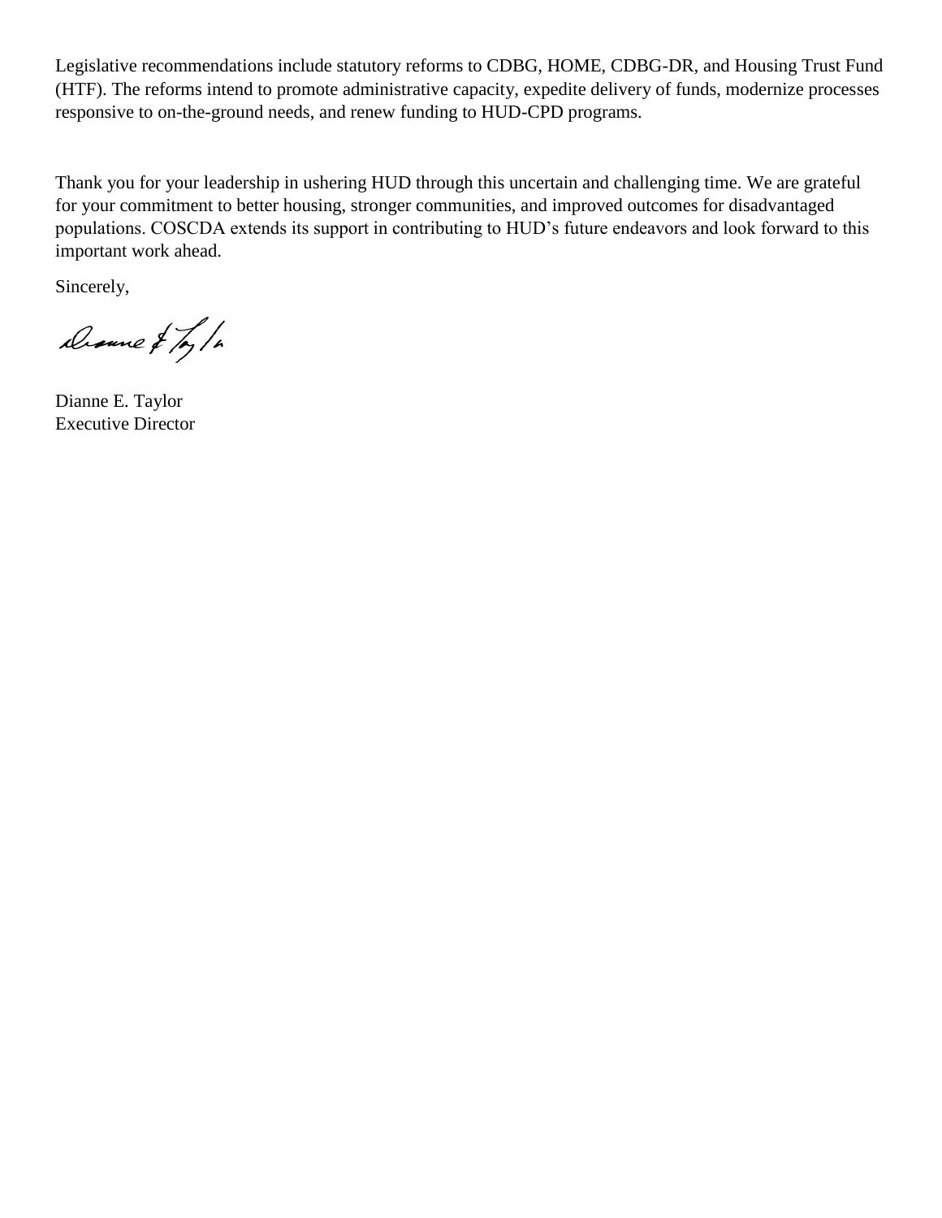Legislative recommendations include statutory reforms to CDBG, HOME, CDBG-DR, and Housing Trust Fund (HTF). The reforms intend to promote administrative capacity, expedite delivery of funds, modernize processes responsive to on-the-ground needs, and renew funding to HUD-CPD programs.

Thank you for your leadership in ushering HUD through this uncertain and challenging time. We are grateful for your commitment to better housing, stronger communities, and improved outcomes for disadvantaged populations. COSCDA extends its support in contributing to HUD's future endeavors and look forward to this important work ahead.

Sincerely,

Dianne E. Taylor
Executive Director